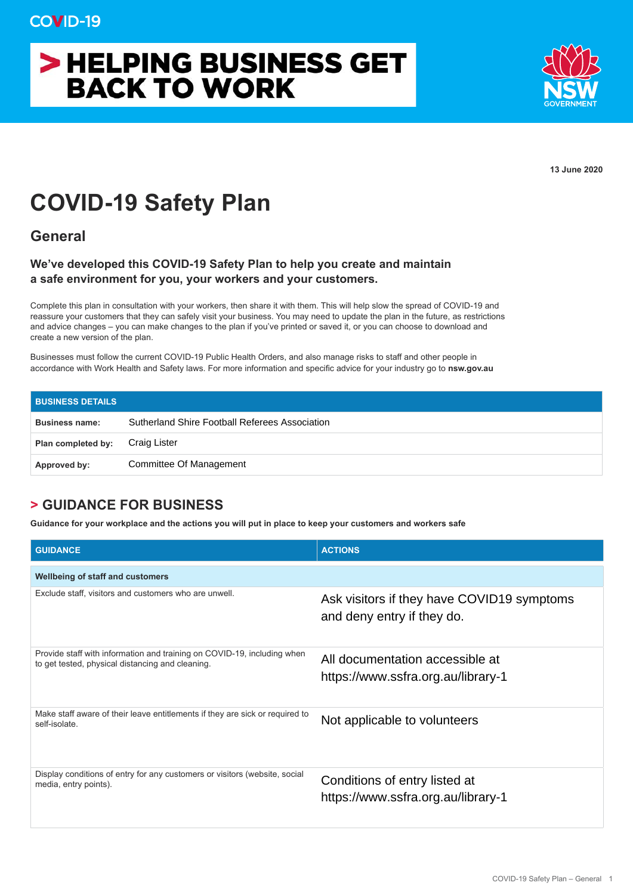COVID-19

# HELPING BUSINESS GET BACK TO WORK

NSW GOVERNMENT

**13 June 2020**

# COVID-19 Safety Plan

## General

### We've developed this COVID-19 Safety Plan to help you create and maintain a safe environment for you, your workers and your customers.

Complete this plan in consultation with your workers, then share it with them. This will help slow the spread of COVID-19 and reassure your customers that they can safely visit your business. You may need to update the plan in the future, as restrictions and advice changes – you can make changes to the plan if you've printed or saved it, or you can choose to download and create a new version of the plan.

Businesses must follow the current COVID-19 Public Health Orders, and also manage risks to staff and other people in accordance with Work Health and Safety laws. For more information and specific advice for your industry go to **nsw.gov.au**

| BUSINESS DETAILS | |
|---|---|
| **Business name:** | Sutherland Shire Football Referees Association |
| **Plan completed by:** | Craig Lister |
| **Approved by:** | Committee Of Management |

## > GUIDANCE FOR BUSINESS

**Guidance for your workplace and the actions you will put in place to keep your customers and workers safe**

| GUIDANCE | ACTIONS |
|---|---|
| **Wellbeing of staff and customers** | |
| Exclude staff, visitors and customers who are unwell. | Ask visitors if they have COVID19 symptoms and deny entry if they do. |
| Provide staff with information and training on COVID-19, including when to get tested, physical distancing and cleaning. | All documentation accessible at https://www.ssfra.org.au/library-1 |
| Make staff aware of their leave entitlements if they are sick or required to self-isolate. | Not applicable to volunteers |
| Display conditions of entry for any customers or visitors (website, social media, entry points). | Conditions of entry listed at https://www.ssfra.org.au/library-1 |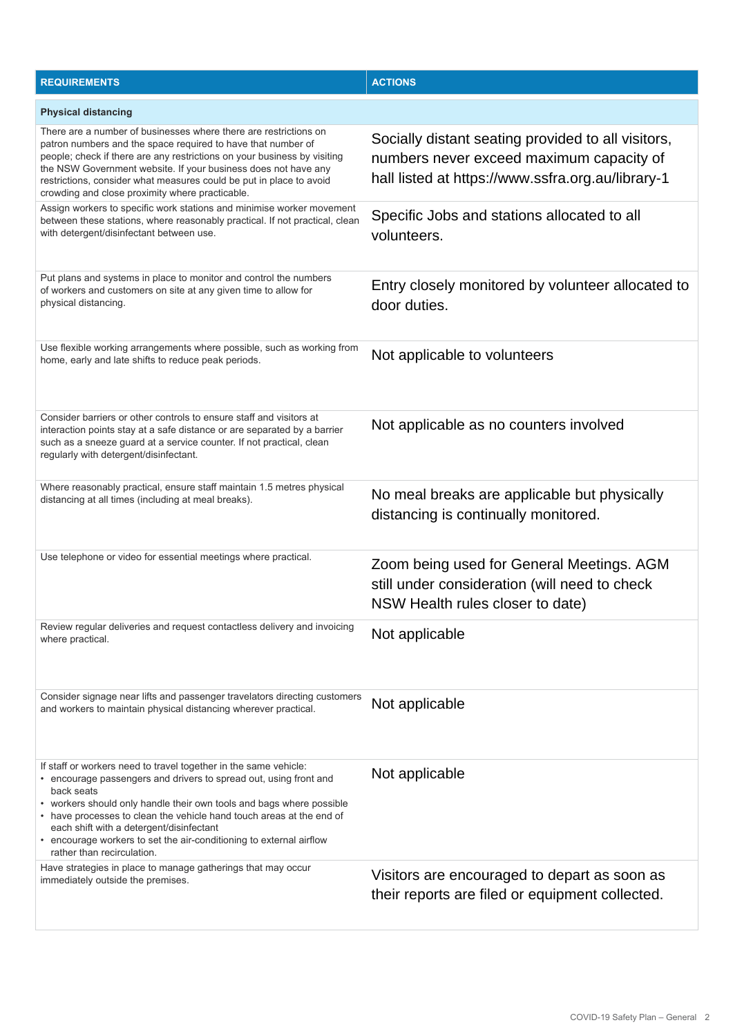| REQUIREMENTS | ACTIONS |
|---|---|
| **Physical distancing** | |
| There are a number of businesses where there are restrictions on patron numbers and the space required to have that number of people; check if there are any restrictions on your business by visiting the NSW Government website. If your business does not have any restrictions, consider what measures could be put in place to avoid crowding and close proximity where practicable. | Socially distant seating provided to all visitors, numbers never exceed maximum capacity of hall listed at https://www.ssfra.org.au/library-1 |
| Assign workers to specific work stations and minimise worker movement between these stations, where reasonably practical. If not practical, clean with detergent/disinfectant between use. | Specific Jobs and stations allocated to all volunteers. |
| Put plans and systems in place to monitor and control the numbers of workers and customers on site at any given time to allow for physical distancing. | Entry closely monitored by volunteer allocated to door duties. |
| Use flexible working arrangements where possible, such as working from home, early and late shifts to reduce peak periods. | Not applicable to volunteers |
| Consider barriers or other controls to ensure staff and visitors at interaction points stay at a safe distance or are separated by a barrier such as a sneeze guard at a service counter. If not practical, clean regularly with detergent/disinfectant. | Not applicable as no counters involved |
| Where reasonably practical, ensure staff maintain 1.5 metres physical distancing at all times (including at meal breaks). | No meal breaks are applicable but physically distancing is continually monitored. |
| Use telephone or video for essential meetings where practical. | Zoom being used for General Meetings. AGM still under consideration (will need to check NSW Health rules closer to date) |
| Review regular deliveries and request contactless delivery and invoicing where practical. | Not applicable |
| Consider signage near lifts and passenger travelators directing customers and workers to maintain physical distancing wherever practical. | Not applicable |
| If staff or workers need to travel together in the same vehicle:<br>• encourage passengers and drivers to spread out, using front and back seats<br>• workers should only handle their own tools and bags where possible<br>• have processes to clean the vehicle hand touch areas at the end of each shift with a detergent/disinfectant<br>• encourage workers to set the air-conditioning to external airflow rather than recirculation. | Not applicable |
| Have strategies in place to manage gatherings that may occur immediately outside the premises. | Visitors are encouraged to depart as soon as their reports are filed or equipment collected. |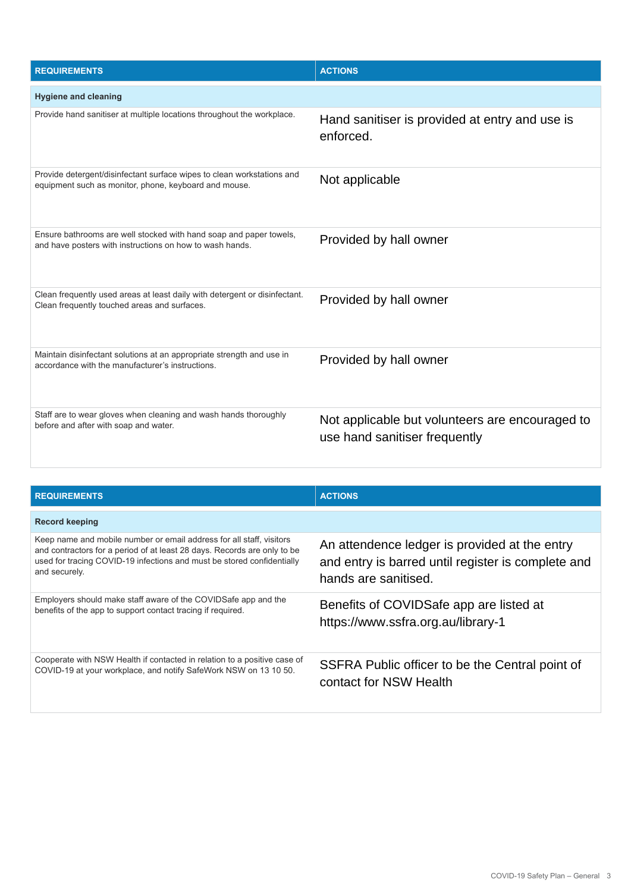| REQUIREMENTS | ACTIONS |
| --- | --- |
| **Hygiene and cleaning** | |
| Provide hand sanitiser at multiple locations throughout the workplace. | Hand sanitiser is provided at entry and use is enforced. |
| Provide detergent/disinfectant surface wipes to clean workstations and equipment such as monitor, phone, keyboard and mouse. | Not applicable |
| Ensure bathrooms are well stocked with hand soap and paper towels, and have posters with instructions on how to wash hands. | Provided by hall owner |
| Clean frequently used areas at least daily with detergent or disinfectant. Clean frequently touched areas and surfaces. | Provided by hall owner |
| Maintain disinfectant solutions at an appropriate strength and use in accordance with the manufacturer's instructions. | Provided by hall owner |
| Staff are to wear gloves when cleaning and wash hands thoroughly before and after with soap and water. | Not applicable but volunteers are encouraged to use hand sanitiser frequently |

| REQUIREMENTS | ACTIONS |
| --- | --- |
| **Record keeping** | |
| Keep name and mobile number or email address for all staff, visitors and contractors for a period of at least 28 days. Records are only to be used for tracing COVID-19 infections and must be stored confidentially and securely. | An attendence ledger is provided at the entry and entry is barred until register is complete and hands are sanitised. |
| Employers should make staff aware of the COVIDSafe app and the benefits of the app to support contact tracing if required. | Benefits of COVIDSafe app are listed at https://www.ssfra.org.au/library-1 |
| Cooperate with NSW Health if contacted in relation to a positive case of COVID-19 at your workplace, and notify SafeWork NSW on 13 10 50. | SSFRA Public officer to be the Central point of contact for NSW Health |